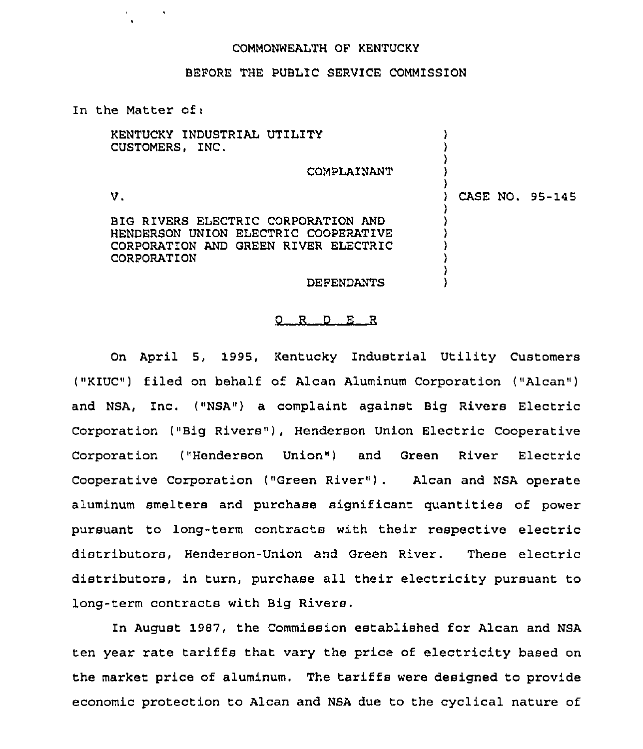COMMONWEALTH OF KENTUCKY

BEFORE THE PUBLIC SERVICE COMMISSION

In the Matter of:

| | |
|---|---|
| KENTUCKY INDUSTRIAL UTILITY CUSTOMERS, INC.<br><br>COMPLAINANT<br><br>V.<br><br>BIG RIVERS ELECTRIC CORPORATION AND HENDERSON UNION ELECTRIC COOPERATIVE CORPORATION AND GREEN RIVER ELECTRIC CORPORATION<br><br>DEFENDANTS | CASE NO. 95-145 |

O R D E R

On April 5, 1995, Kentucky Industrial Utility Customers ("KIUC") filed on behalf of Alcan Aluminum Corporation ("Alcan") and NSA, Inc. ("NSA") a complaint against Big Rivers Electric Corporation ("Big Rivers"), Henderson Union Electric Cooperative Corporation ("Henderson Union") and Green River Electric Cooperative Corporation ("Green River"). Alcan and NSA operate aluminum smelters and purchase significant quantities of power pursuant to long-term contracts with their respective electric distributors, Henderson-Union and Green River. These electric distributors, in turn, purchase all their electricity pursuant to long-term contracts with Big Rivers.

In August 1987, the Commission established for Alcan and NSA ten year rate tariffs that vary the price of electricity based on the market price of aluminum. The tariffs were designed to provide economic protection to Alcan and NSA due to the cyclical nature of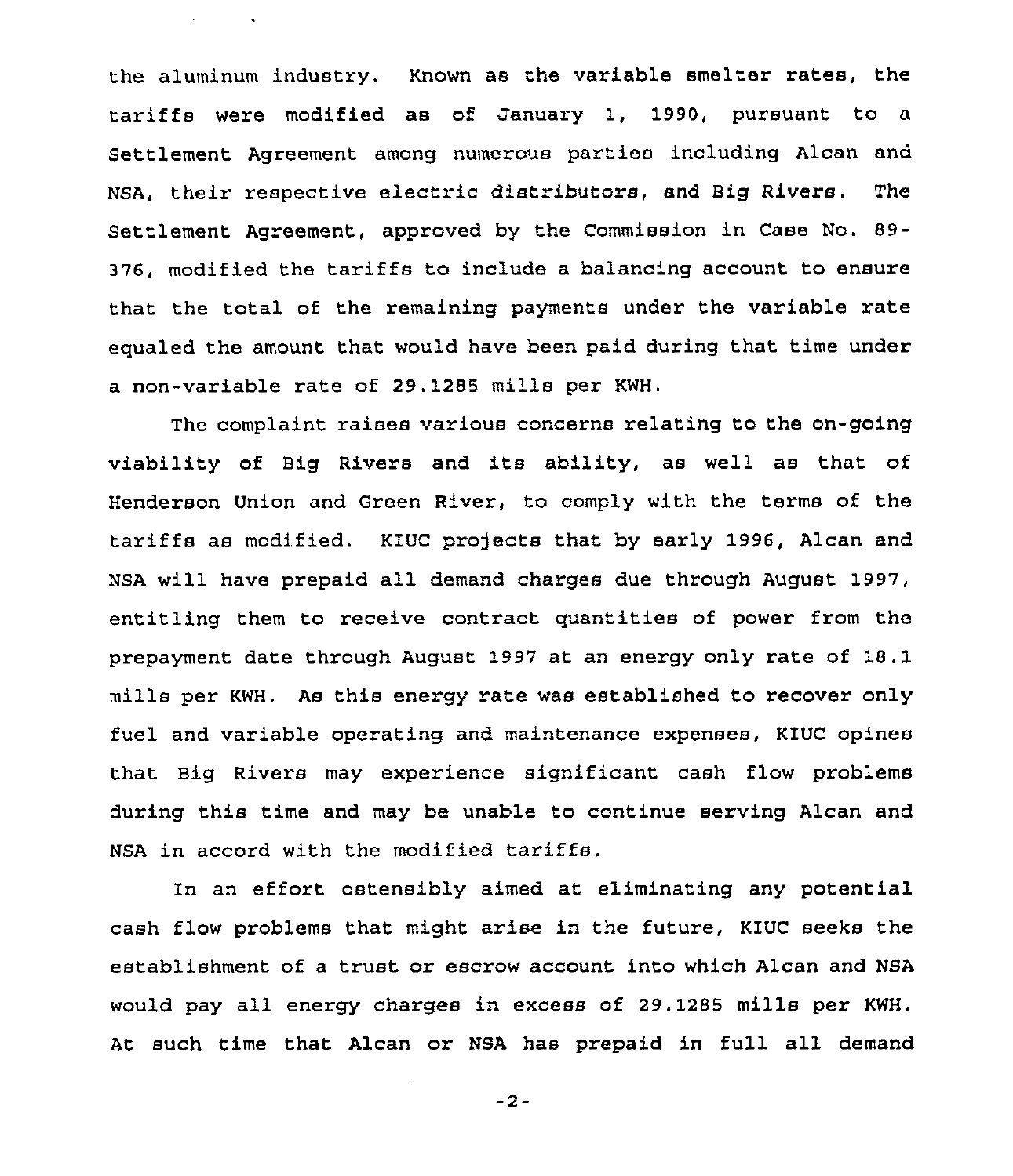the aluminum industry. Known as the variable smelter rates, the tariffs were modified as of January 1, 1990, pursuant to a Settlement Agreement among numerous parties including Alcan and NSA, their respective electric distributors, and Big Rivers. The Settlement Agreement, approved by the Commission in Case No. 89-376, modified the tariffs to include a balancing account to ensure that the total of the remaining payments under the variable rate equaled the amount that would have been paid during that time under a non-variable rate of 29.1285 mills per KWH.

The complaint raises various concerns relating to the on-going viability of Big Rivers and its ability, as well as that of Henderson Union and Green River, to comply with the terms of the tariffs as modified. KIUC projects that by early 1996, Alcan and NSA will have prepaid all demand charges due through August 1997, entitling them to receive contract quantities of power from the prepayment date through August 1997 at an energy only rate of 18.1 mills per KWH. As this energy rate was established to recover only fuel and variable operating and maintenance expenses, KIUC opines that Big Rivers may experience significant cash flow problems during this time and may be unable to continue serving Alcan and NSA in accord with the modified tariffs.

In an effort ostensibly aimed at eliminating any potential cash flow problems that might arise in the future, KIUC seeks the establishment of a trust or escrow account into which Alcan and NSA would pay all energy charges in excess of 29.1285 mills per KWH. At such time that Alcan or NSA has prepaid in full all demand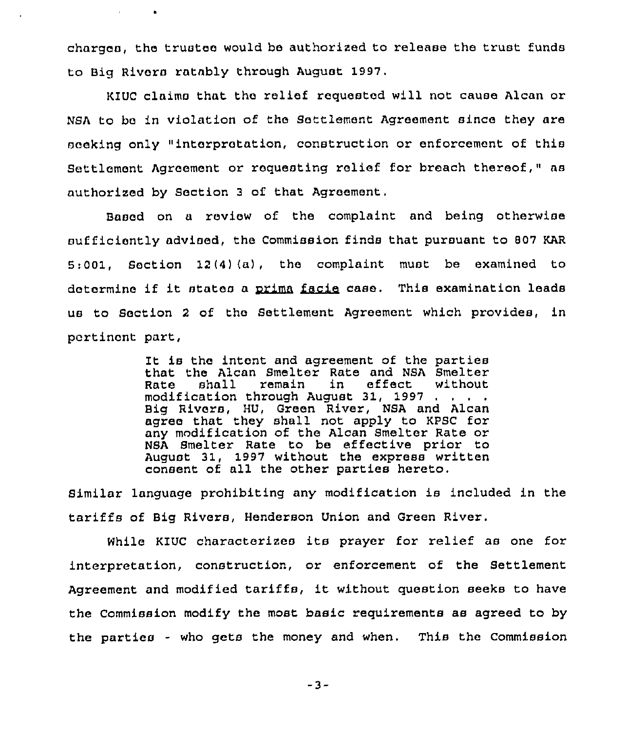charges, the trustee would be authorized to release the trust funds to Big Rivers ratably through August 1997.

KIUC claims that the relief requested will not cause Alcan or NSA to be in violation of the Settlement Agreement since they are seeking only "interpretation, construction or enforcement of this Settlement Agreement or requesting relief for breach thereof," as authorized by Section 3 of that Agreement.

Based on a review of the complaint and being otherwise sufficiently advised, the Commission finds that pursuant to 807 KAR 5:001, Section 12(4)(a), the complaint must be examined to determine if it states a *prima facie* case. This examination leads us to Section 2 of the Settlement Agreement which provides, in pertinent part,

> It is the intent and agreement of the parties that the Alcan Smelter Rate and NSA Smelter Rate shall remain in effect without modification through August 31, 1997 . . . . Big Rivers, HU, Green River, NSA and Alcan agree that they shall not apply to KPSC for any modification of the Alcan Smelter Rate or NSA Smelter Rate to be effective prior to August 31, 1997 without the express written consent of all the other parties hereto.

Similar language prohibiting any modification is included in the tariffs of Big Rivers, Henderson Union and Green River.

While KIUC characterizes its prayer for relief as one for interpretation, construction, or enforcement of the Settlement Agreement and modified tariffs, it without question seeks to have the Commission modify the most basic requirements as agreed to by the parties - who gets the money and when. This the Commission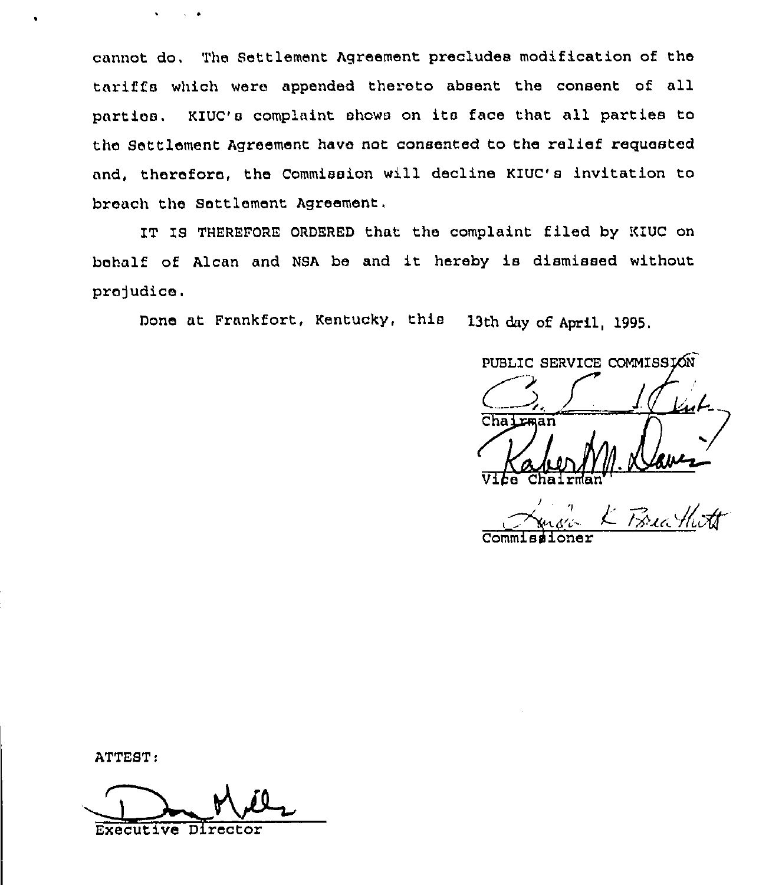cannot do. The Settlement Agreement precludes modification of the tariffs which were appended thereto absent the consent of all parties. KIUC's complaint shows on its face that all parties to the Settlement Agreement have not consented to the relief requested and, therefore, the Commission will decline KIUC's invitation to breach the Settlement Agreement.

IT IS THEREFORE ORDERED that the complaint filed by KIUC on behalf of Alcan and NSA be and it hereby is dismissed without prejudice.

Done at Frankfort, Kentucky, this 13th day of April, 1995.

PUBLIC SERVICE COMMISSION

Chairman

Vice Chairman

Commissioner

ATTEST:

Executive Director